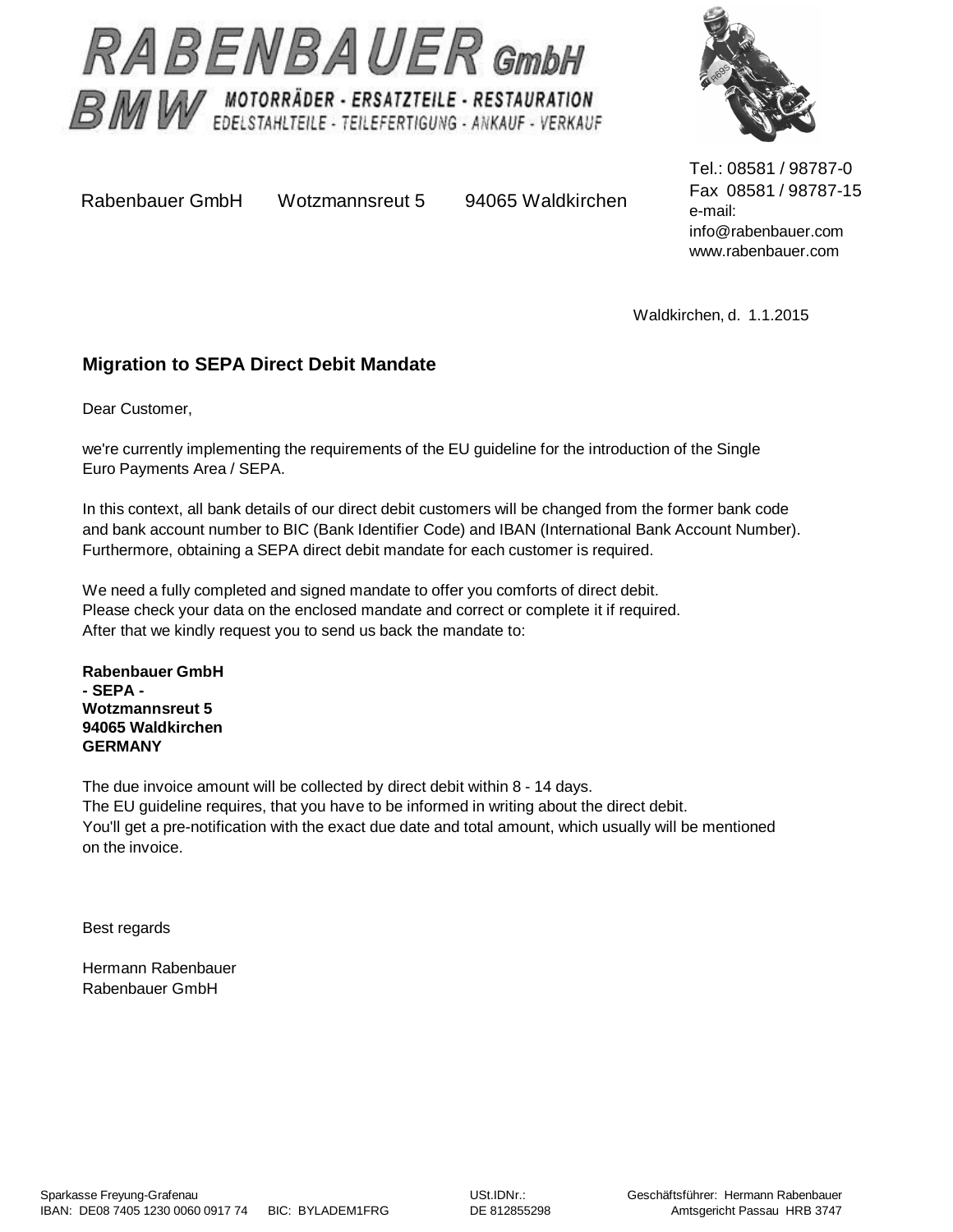# RABENBAUER GmbH

**BMW** MOTORRÄDER - ERSATZTEILE - RESTAURATION
EDELSTAHLTEILE - TEILEFERTIGUNG - ANKAUF - VERKAUF

Rabenbauer GmbH     Wotzmannsreut 5     94065 Waldkirchen

Tel.: 08581 / 98787-0
Fax 08581 / 98787-15
e-mail:
info@rabenbauer.com
www.rabenbauer.com

Waldkirchen, d. 1.1.2015

## Migration to SEPA Direct Debit Mandate

Dear Customer,

we're currently implementing the requirements of the EU guideline for the introduction of the Single Euro Payments Area / SEPA.

In this context, all bank details of our direct debit customers will be changed from the former bank code and bank account number to BIC (Bank Identifier Code) and IBAN (International Bank Account Number). Furthermore, obtaining a SEPA direct debit mandate for each customer is required.

We need a fully completed and signed mandate to offer you comforts of direct debit.
Please check your data on the enclosed mandate and correct or complete it if required.
After that we kindly request you to send us back the mandate to:

**Rabenbauer GmbH**
**- SEPA -**
**Wotzmannsreut 5**
**94065 Waldkirchen**
**GERMANY**

The due invoice amount will be collected by direct debit within 8 - 14 days.
The EU guideline requires, that you have to be informed in writing about the direct debit.
You'll get a pre-notification with the exact due date and total amount, which usually will be mentioned on the invoice.

Best regards

Hermann Rabenbauer
Rabenbauer GmbH

Sparkasse Freyung-Grafenau
IBAN: DE08 7405 1230 0060 0917 74     BIC: BYLADEM1FRG

USt.IDNr.:
DE 812855298

Geschäftsführer: Hermann Rabenbauer
Amtsgericht Passau HRB 3747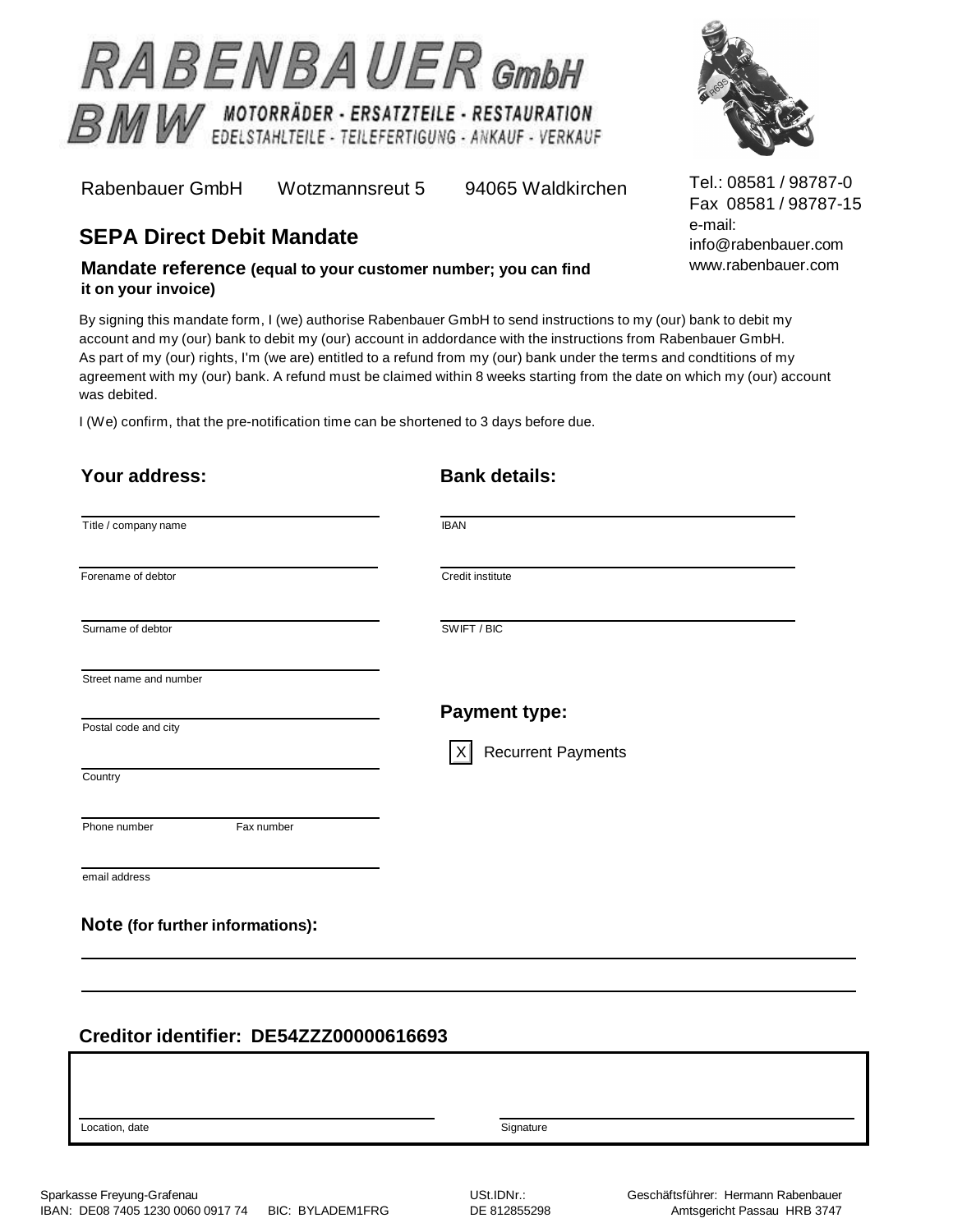# RABENBAUER GmbH

**BMW** MOTORRÄDER - ERSATZTEILE - RESTAURATION
EDELSTAHLTEILE - TEILEFERTIGUNG - ANKAUF - VERKAUF

Rabenbauer GmbH     Wotzmannsreut 5     94065 Waldkirchen

Tel.: 08581 / 98787-0
Fax 08581 / 98787-15
e-mail:
info@rabenbauer.com
www.rabenbauer.com

## SEPA Direct Debit Mandate

**Mandate reference (equal to your customer number; you can find it on your invoice)**

By signing this mandate form, I (we) authorise Rabenbauer GmbH to send instructions to my (our) bank to debit my account and my (our) bank to debit my (our) account in addordance with the instructions from Rabenbauer GmbH. As part of my (our) rights, I'm (we are) entitled to a refund from my (our) bank under the terms and condtitions of my agreement with my (our) bank. A refund must be claimed within 8 weeks starting from the date on which my (our) account was debited.

I (We) confirm, that the pre-notification time can be shortened to 3 days before due.

### Your address:

Title / company name

Forename of debtor

Surname of debtor

Street name and number

Postal code and city

Country

Phone number     Fax number

email address

### Bank details:

IBAN

Credit institute

SWIFT / BIC

### Payment type:

[X] Recurrent Payments

**Note (for further informations):**

**Creditor identifier: DE54ZZZ00000616693**

Location, date     Signature

Sparkasse Freyung-Grafenau
IBAN: DE08 7405 1230 0060 0917 74     BIC: BYLADEM1FRG

USt.IDNr.:
DE 812855298

Geschäftsführer: Hermann Rabenbauer
Amtsgericht Passau HRB 3747